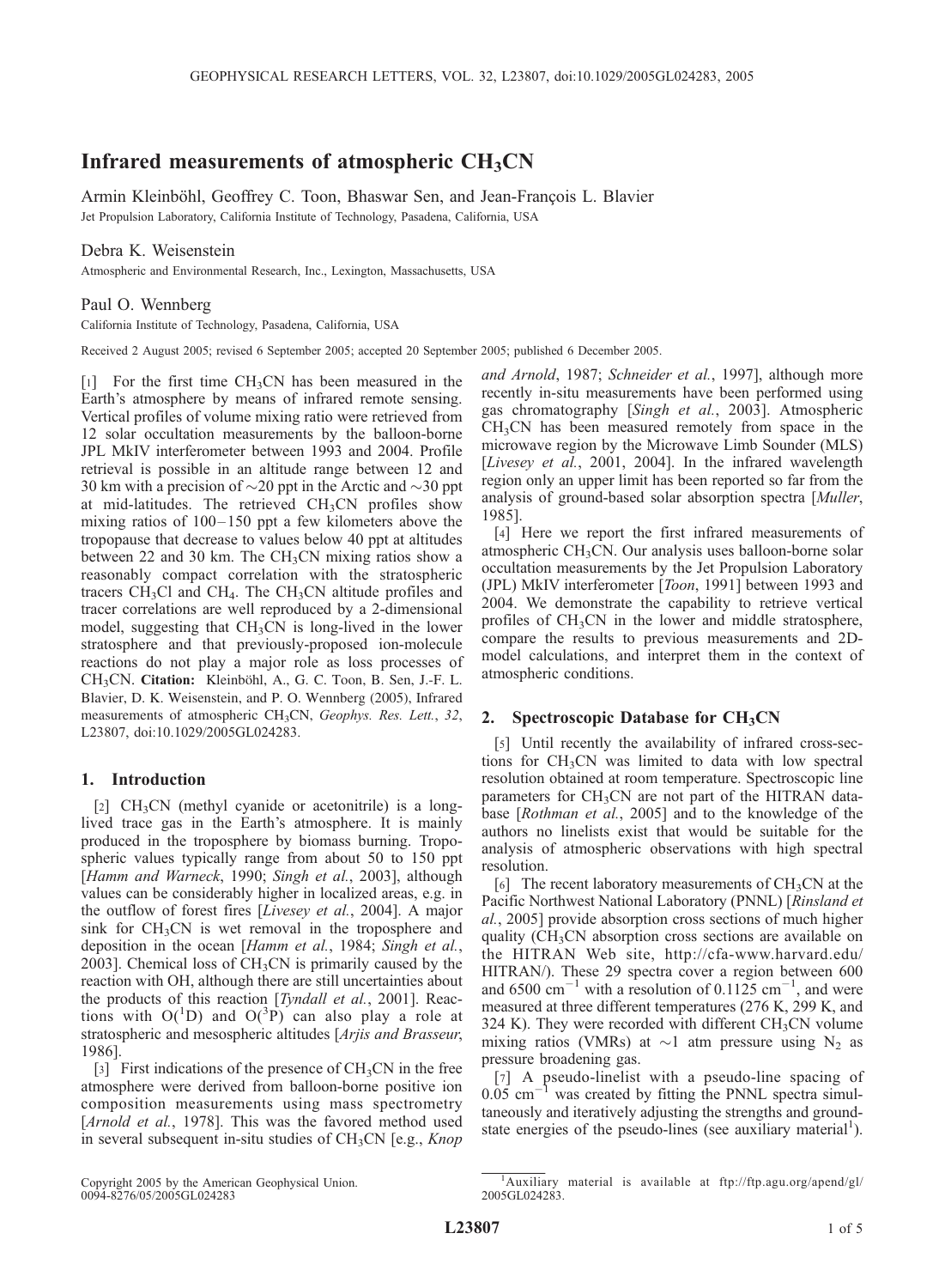# Infrared measurements of atmospheric $CH_3CN$

Armin Kleinböhl, Geoffrey C. Toon, Bhaswar Sen, and Jean-François L. Blavier

Jet Propulsion Laboratory, California Institute of Technology, Pasadena, California, USA

Debra K. Weisenstein

Atmospheric and Environmental Research, Inc., Lexington, Massachusetts, USA

Paul O. Wennberg

California Institute of Technology, Pasadena, California, USA

Received 2 August 2005; revised 6 September 2005; accepted 20 September 2005; published 6 December 2005.

[1] For the first time $CH_3CN$ has been measured in the Earth's atmosphere by means of infrared remote sensing. Vertical profiles of volume mixing ratio were retrieved from 12 solar occultation measurements by the balloon-borne JPL MkIV interferometer between 1993 and 2004. Profile retrieval is possible in an altitude range between 12 and 30 km with a precision of ~20 ppt in the Arctic and ~30 ppt at mid-latitudes. The retrieved $CH_3CN$ profiles show mixing ratios of 100–150 ppt a few kilometers above the tropopause that decrease to values below 40 ppt at altitudes between 22 and 30 km. The $CH_3CN$ mixing ratios show a reasonably compact correlation with the stratospheric tracers $CH_3Cl$ and $CH_4$. The $CH_3CN$ altitude profiles and tracer correlations are well reproduced by a 2-dimensional model, suggesting that $CH_3CN$ is long-lived in the lower stratosphere and that previously-proposed ion-molecule reactions do not play a major role as loss processes of $CH_3CN$. **Citation:** Kleinböhl, A., G. C. Toon, B. Sen, J.-F. L. Blavier, D. K. Weisenstein, and P. O. Wennberg (2005), Infrared measurements of atmospheric $CH_3CN$, *Geophys. Res. Lett.*, *32*, L23807, doi:10.1029/2005GL024283.

## 1. Introduction

[2] $CH_3CN$ (methyl cyanide or acetonitrile) is a long-lived trace gas in the Earth's atmosphere. It is mainly produced in the troposphere by biomass burning. Tropospheric values typically range from about 50 to 150 ppt [*Hamm and Warneck*, 1990; *Singh et al.*, 2003], although values can be considerably higher in localized areas, e.g. in the outflow of forest fires [*Livesey et al.*, 2004]. A major sink for $CH_3CN$ is wet removal in the troposphere and deposition in the ocean [*Hamm et al.*, 1984; *Singh et al.*, 2003]. Chemical loss of $CH_3CN$ is primarily caused by the reaction with OH, although there are still uncertainties about the products of this reaction [*Tyndall et al.*, 2001]. Reactions with $O(^1D)$ and $O(^3P)$ can also play a role at stratospheric and mesospheric altitudes [*Arjis and Brasseur*, 1986].

[3] First indications of the presence of $CH_3CN$ in the free atmosphere were derived from balloon-borne positive ion composition measurements using mass spectrometry [*Arnold et al.*, 1978]. This was the favored method used in several subsequent in-situ studies of $CH_3CN$ [e.g., *Knop and Arnold*, 1987; *Schneider et al.*, 1997], although more recently in-situ measurements have been performed using gas chromatography [*Singh et al.*, 2003]. Atmospheric $CH_3CN$ has been measured remotely from space in the microwave region by the Microwave Limb Sounder (MLS) [*Livesey et al.*, 2001, 2004]. In the infrared wavelength region only an upper limit has been reported so far from the analysis of ground-based solar absorption spectra [*Muller*, 1985].

[4] Here we report the first infrared measurements of atmospheric $CH_3CN$. Our analysis uses balloon-borne solar occultation measurements by the Jet Propulsion Laboratory (JPL) MkIV interferometer [*Toon*, 1991] between 1993 and 2004. We demonstrate the capability to retrieve vertical profiles of $CH_3CN$ in the lower and middle stratosphere, compare the results to previous measurements and 2D-model calculations, and interpret them in the context of atmospheric conditions.

## 2. Spectroscopic Database for $CH_3CN$

[5] Until recently the availability of infrared cross-sections for $CH_3CN$ was limited to data with low spectral resolution obtained at room temperature. Spectroscopic line parameters for $CH_3CN$ are not part of the HITRAN database [*Rothman et al.*, 2005] and to the knowledge of the authors no linelists exist that would be suitable for the analysis of atmospheric observations with high spectral resolution.

[6] The recent laboratory measurements of $CH_3CN$ at the Pacific Northwest National Laboratory (PNNL) [*Rinsland et al.*, 2005] provide absorption cross sections of much higher quality ($CH_3CN$ absorption cross sections are available on the HITRAN Web site, http://cfa-www.harvard.edu/HITRAN/). These 29 spectra cover a region between 600 and 6500 $cm^{-1}$ with a resolution of 0.1125 $cm^{-1}$, and were measured at three different temperatures (276 K, 299 K, and 324 K). They were recorded with different $CH_3CN$ volume mixing ratios (VMRs) at ~1 atm pressure using $N_2$ as pressure broadening gas.

[7] A pseudo-linelist with a pseudo-line spacing of 0.05 $cm^{-1}$ was created by fitting the PNNL spectra simultaneously and iteratively adjusting the strengths and ground-state energies of the pseudo-lines (see auxiliary material[1]).

Copyright 2005 by the American Geophysical Union.
0094-8276/05/2005GL024283

[1] Auxiliary material is available at ftp://ftp.agu.org/apend/gl/2005GL024283.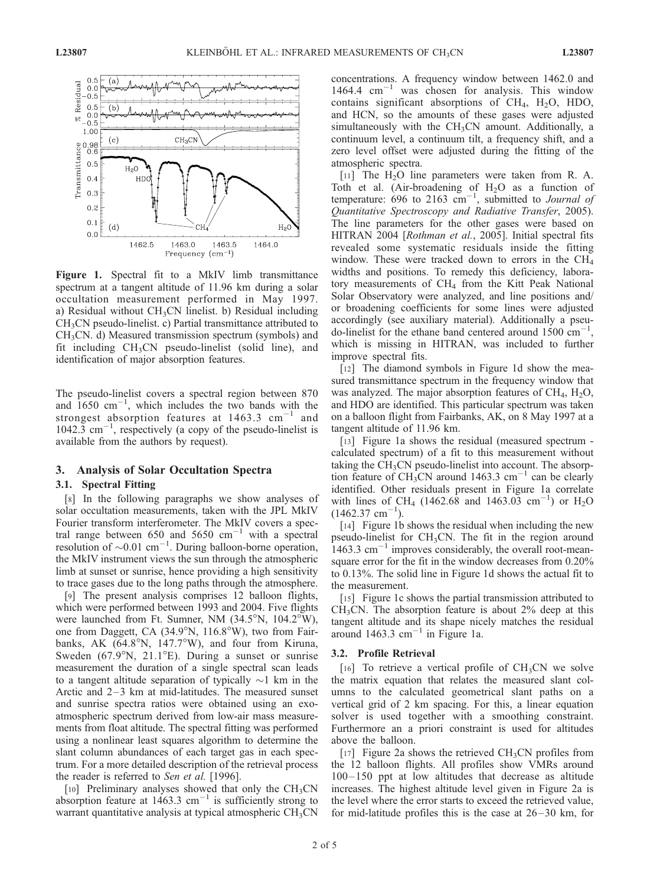**Figure 1.** Spectral fit to a MkIV limb transmittance spectrum at a tangent altitude of 11.96 km during a solar occultation measurement performed in May 1997. a) Residual without $CH_3CN$ linelist. b) Residual including $CH_3CN$ pseudo-linelist. c) Partial transmittance attributed to $CH_3CN$. d) Measured transmission spectrum (symbols) and fit including $CH_3CN$ pseudo-linelist (solid line), and identification of major absorption features.

The pseudo-linelist covers a spectral region between 870 and 1650 $cm^{-1}$, which includes the two bands with the strongest absorption features at 1463.3 $cm^{-1}$ and 1042.3 $cm^{-1}$, respectively (a copy of the pseudo-linelist is available from the authors by request).

## 3. Analysis of Solar Occultation Spectra

### 3.1. Spectral Fitting

[8] In the following paragraphs we show analyses of solar occultation measurements, taken with the JPL MkIV Fourier transform interferometer. The MkIV covers a spectral range between 650 and 5650 $cm^{-1}$ with a spectral resolution of $\sim$0.01 $cm^{-1}$. During balloon-borne operation, the MkIV instrument views the sun through the atmospheric limb at sunset or sunrise, hence providing a high sensitivity to trace gases due to the long paths through the atmosphere.

[9] The present analysis comprises 12 balloon flights, which were performed between 1993 and 2004. Five flights were launched from Ft. Sumner, NM (34.5°N, 104.2°W), one from Daggett, CA (34.9°N, 116.8°W), two from Fairbanks, AK (64.8°N, 147.7°W), and four from Kiruna, Sweden (67.9°N, 21.1°E). During a sunset or sunrise measurement the duration of a single spectral scan leads to a tangent altitude separation of typically $\sim$1 km in the Arctic and 2–3 km at mid-latitudes. The measured sunset and sunrise spectra ratios were obtained using an exo-atmospheric spectrum derived from low-air mass measurements from float altitude. The spectral fitting was performed using a nonlinear least squares algorithm to determine the slant column abundances of each target gas in each spectrum. For a more detailed description of the retrieval process the reader is referred to *Sen et al.* [1996].

[10] Preliminary analyses showed that only the $CH_3CN$ absorption feature at 1463.3 $cm^{-1}$ is sufficiently strong to warrant quantitative analysis at typical atmospheric $CH_3CN$ concentrations. A frequency window between 1462.0 and 1464.4 $cm^{-1}$ was chosen for analysis. This window contains significant absorptions of $CH_4$, $H_2O$, HDO, and HCN, so the amounts of these gases were adjusted simultaneously with the $CH_3CN$ amount. Additionally, a continuum level, a continuum tilt, a frequency shift, and a zero level offset were adjusted during the fitting of the atmospheric spectra.

[11] The $H_2O$ line parameters were taken from R. A. Toth et al. (Air-broadening of $H_2O$ as a function of temperature: 696 to 2163 $cm^{-1}$, submitted to *Journal of Quantitative Spectroscopy and Radiative Transfer*, 2005). The line parameters for the other gases were based on HITRAN 2004 [*Rothman et al.*, 2005]. Initial spectral fits revealed some systematic residuals inside the fitting window. These were tracked down to errors in the $CH_4$ widths and positions. To remedy this deficiency, laboratory measurements of $CH_4$ from the Kitt Peak National Solar Observatory were analyzed, and line positions and/or broadening coefficients for some lines were adjusted accordingly (see auxiliary material). Additionally a pseudo-linelist for the ethane band centered around 1500 $cm^{-1}$, which is missing in HITRAN, was included to further improve spectral fits.

[12] The diamond symbols in Figure 1d show the measured transmittance spectrum in the frequency window that was analyzed. The major absorption features of $CH_4$, $H_2O$, and HDO are identified. This particular spectrum was taken on a balloon flight from Fairbanks, AK, on 8 May 1997 at a tangent altitude of 11.96 km.

[13] Figure 1a shows the residual (measured spectrum - calculated spectrum) of a fit to this measurement without taking the $CH_3CN$ pseudo-linelist into account. The absorption feature of $CH_3CN$ around 1463.3 $cm^{-1}$ can be clearly identified. Other residuals present in Figure 1a correlate with lines of $CH_4$ (1462.68 and 1463.03 $cm^{-1}$) or $H_2O$ (1462.37 $cm^{-1}$).

[14] Figure 1b shows the residual when including the new pseudo-linelist for $CH_3CN$. The fit in the region around 1463.3 $cm^{-1}$ improves considerably, the overall root-mean-square error for the fit in the window decreases from 0.20% to 0.13%. The solid line in Figure 1d shows the actual fit to the measurement.

[15] Figure 1c shows the partial transmission attributed to $CH_3CN$. The absorption feature is about 2% deep at this tangent altitude and its shape nicely matches the residual around 1463.3 $cm^{-1}$ in Figure 1a.

### 3.2. Profile Retrieval

[16] To retrieve a vertical profile of $CH_3CN$ we solve the matrix equation that relates the measured slant columns to the calculated geometrical slant paths on a vertical grid of 2 km spacing. For this, a linear equation solver is used together with a smoothing constraint. Furthermore an a priori constraint is used for altitudes above the balloon.

[17] Figure 2a shows the retrieved $CH_3CN$ profiles from the 12 balloon flights. All profiles show VMRs around 100–150 ppt at low altitudes that decrease as altitude increases. The highest altitude level given in Figure 2a is the level where the error starts to exceed the retrieved value, for mid-latitude profiles this is the case at 26–30 km, for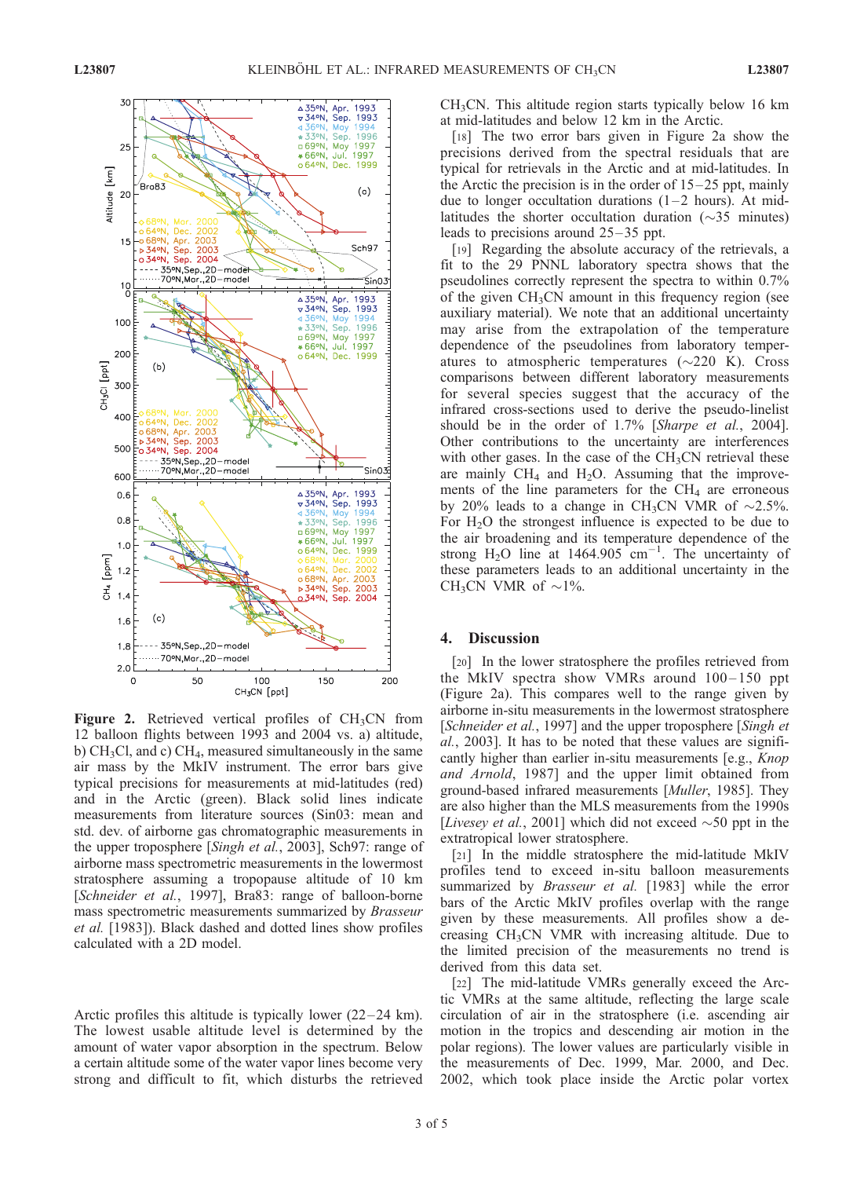Figure 2. Retrieved vertical profiles of $CH_3CN$ from 12 balloon flights between 1993 and 2004 vs. a) altitude, b) $CH_3Cl$, and c) $CH_4$, measured simultaneously in the same air mass by the MkIV instrument. The error bars give typical precisions for measurements at mid-latitudes (red) and in the Arctic (green). Black solid lines indicate measurements from literature sources (Sin03: mean and std. dev. of airborne gas chromatographic measurements in the upper troposphere [*Singh et al.*, 2003], Sch97: range of airborne mass spectrometric measurements in the lowermost stratosphere assuming a tropopause altitude of 10 km [*Schneider et al.*, 1997], Bra83: range of balloon-borne mass spectrometric measurements summarized by *Brasseur et al.* [1983]). Black dashed and dotted lines show profiles calculated with a 2D model.

Arctic profiles this altitude is typically lower (22–24 km). The lowest usable altitude level is determined by the amount of water vapor absorption in the spectrum. Below a certain altitude some of the water vapor lines become very strong and difficult to fit, which disturbs the retrieved $CH_3CN$. This altitude region starts typically below 16 km at mid-latitudes and below 12 km in the Arctic.

[18] The two error bars given in Figure 2a show the precisions derived from the spectral residuals that are typical for retrievals in the Arctic and at mid-latitudes. In the Arctic the precision is in the order of 15–25 ppt, mainly due to longer occultation durations (1–2 hours). At mid-latitudes the shorter occultation duration (~35 minutes) leads to precisions around 25–35 ppt.

[19] Regarding the absolute accuracy of the retrievals, a fit to the 29 PNNL laboratory spectra shows that the pseudolines correctly represent the spectra to within 0.7% of the given $CH_3CN$ amount in this frequency region (see auxiliary material). We note that an additional uncertainty may arise from the extrapolation of the temperature dependence of the pseudolines from laboratory temperatures to atmospheric temperatures (~220 K). Cross comparisons between different laboratory measurements for several species suggest that the accuracy of the infrared cross-sections used to derive the pseudo-linelist should be in the order of 1.7% [*Sharpe et al.*, 2004]. Other contributions to the uncertainty are interferences with other gases. In the case of the $CH_3CN$ retrieval these are mainly $CH_4$ and $H_2O$. Assuming that the improvements of the line parameters for the $CH_4$ are erroneous by 20% leads to a change in $CH_3CN$ VMR of ~2.5%. For $H_2O$ the strongest influence is expected to be due to the air broadening and its temperature dependence of the strong $H_2O$ line at 1464.905 $cm^{-1}$. The uncertainty of these parameters leads to an additional uncertainty in the $CH_3CN$ VMR of ~1%.

## 4. Discussion

[20] In the lower stratosphere the profiles retrieved from the MkIV spectra show VMRs around 100–150 ppt (Figure 2a). This compares well to the range given by airborne in-situ measurements in the lowermost stratosphere [*Schneider et al.*, 1997] and the upper troposphere [*Singh et al.*, 2003]. It has to be noted that these values are significantly higher than earlier in-situ measurements [e.g., *Knop and Arnold*, 1987] and the upper limit obtained from ground-based infrared measurements [*Muller*, 1985]. They are also higher than the MLS measurements from the 1990s [*Livesey et al.*, 2001] which did not exceed ~50 ppt in the extratropical lower stratosphere.

[21] In the middle stratosphere the mid-latitude MkIV profiles tend to exceed in-situ balloon measurements summarized by *Brasseur et al.* [1983] while the error bars of the Arctic MkIV profiles overlap with the range given by these measurements. All profiles show a decreasing $CH_3CN$ VMR with increasing altitude. Due to the limited precision of the measurements no trend is derived from this data set.

[22] The mid-latitude VMRs generally exceed the Arctic VMRs at the same altitude, reflecting the large scale circulation of air in the stratosphere (i.e. ascending air motion in the tropics and descending air motion in the polar regions). The lower values are particularly visible in the measurements of Dec. 1999, Mar. 2000, and Dec. 2002, which took place inside the Arctic polar vortex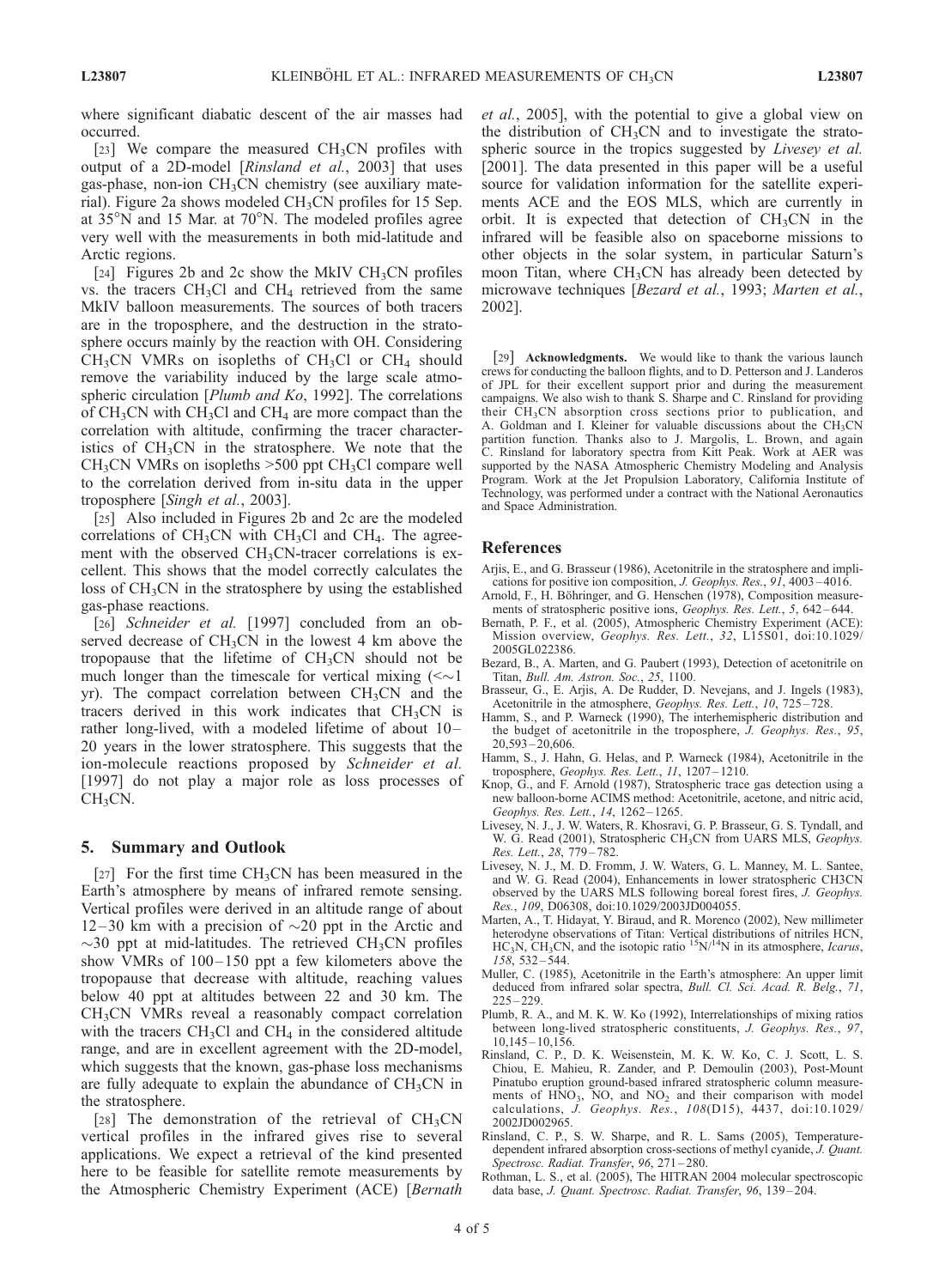where significant diabatic descent of the air masses had occurred.

[23] We compare the measured $CH_3CN$ profiles with output of a 2D-model [*Rinsland et al.*, 2003] that uses gas-phase, non-ion $CH_3CN$ chemistry (see auxiliary material). Figure 2a shows modeled $CH_3CN$ profiles for 15 Sep. at 35°N and 15 Mar. at 70°N. The modeled profiles agree very well with the measurements in both mid-latitude and Arctic regions.

[24] Figures 2b and 2c show the MkIV $CH_3CN$ profiles vs. the tracers $CH_3Cl$ and $CH_4$ retrieved from the same MkIV balloon measurements. The sources of both tracers are in the troposphere, and the destruction in the stratosphere occurs mainly by the reaction with OH. Considering $CH_3CN$ VMRs on isopleths of $CH_3Cl$ or $CH_4$ should remove the variability induced by the large scale atmospheric circulation [*Plumb and Ko*, 1992]. The correlations of $CH_3CN$ with $CH_3Cl$ and $CH_4$ are more compact than the correlation with altitude, confirming the tracer characteristics of $CH_3CN$ in the stratosphere. We note that the $CH_3CN$ VMRs on isopleths >500 ppt $CH_3Cl$ compare well to the correlation derived from in-situ data in the upper troposphere [*Singh et al.*, 2003].

[25] Also included in Figures 2b and 2c are the modeled correlations of $CH_3CN$ with $CH_3Cl$ and $CH_4$. The agreement with the observed $CH_3CN$-tracer correlations is excellent. This shows that the model correctly calculates the loss of $CH_3CN$ in the stratosphere by using the established gas-phase reactions.

[26] *Schneider et al.* [1997] concluded from an observed decrease of $CH_3CN$ in the lowest 4 km above the tropopause that the lifetime of $CH_3CN$ should not be much longer than the timescale for vertical mixing ($<\sim$1 yr). The compact correlation between $CH_3CN$ and the tracers derived in this work indicates that $CH_3CN$ is rather long-lived, with a modeled lifetime of about 10–20 years in the lower stratosphere. This suggests that the ion-molecule reactions proposed by *Schneider et al.* [1997] do not play a major role as loss processes of $CH_3CN$.

## 5. Summary and Outlook

[27] For the first time $CH_3CN$ has been measured in the Earth's atmosphere by means of infrared remote sensing. Vertical profiles were derived in an altitude range of about 12–30 km with a precision of ~20 ppt in the Arctic and ~30 ppt at mid-latitudes. The retrieved $CH_3CN$ profiles show VMRs of 100–150 ppt a few kilometers above the tropopause that decrease with altitude, reaching values below 40 ppt at altitudes between 22 and 30 km. The $CH_3CN$ VMRs reveal a reasonably compact correlation with the tracers $CH_3Cl$ and $CH_4$ in the considered altitude range, and are in excellent agreement with the 2D-model, which suggests that the known, gas-phase loss mechanisms are fully adequate to explain the abundance of $CH_3CN$ in the stratosphere.

[28] The demonstration of the retrieval of $CH_3CN$ vertical profiles in the infrared gives rise to several applications. We expect a retrieval of the kind presented here to be feasible for satellite remote measurements by the Atmospheric Chemistry Experiment (ACE) [*Bernath et al.*, 2005], with the potential to give a global view on the distribution of $CH_3CN$ and to investigate the stratospheric source in the tropics suggested by *Livesey et al.* [2001]. The data presented in this paper will be a useful source for validation information for the satellite experiments ACE and the EOS MLS, which are currently in orbit. It is expected that detection of $CH_3CN$ in the infrared will be feasible also on spaceborne missions to other objects in the solar system, in particular Saturn's moon Titan, where $CH_3CN$ has already been detected by microwave techniques [*Bezard et al.*, 1993; *Marten et al.*, 2002].

[29] **Acknowledgments.** We would like to thank the various launch crews for conducting the balloon flights, and to D. Petterson and J. Landeros of JPL for their excellent support prior and during the measurement campaigns. We also wish to thank S. Sharpe and C. Rinsland for providing their $CH_3CN$ absorption cross sections prior to publication, and A. Goldman and I. Kleiner for valuable discussions about the $CH_3CN$ partition function. Thanks also to J. Margolis, L. Brown, and again C. Rinsland for laboratory spectra from Kitt Peak. Work at AER was supported by the NASA Atmospheric Chemistry Modeling and Analysis Program. Work at the Jet Propulsion Laboratory, California Institute of Technology, was performed under a contract with the National Aeronautics and Space Administration.

## References

Arjis, E., and G. Brasseur (1986), Acetonitrile in the stratosphere and implications for positive ion composition, *J. Geophys. Res.*, *91*, 4003–4016.

Arnold, F., H. Böhringer, and G. Henschen (1978), Composition measurements of stratospheric positive ions, *Geophys. Res. Lett.*, *5*, 642–644.

Bernath, P. F., et al. (2005), Atmospheric Chemistry Experiment (ACE): Mission overview, *Geophys. Res. Lett.*, *32*, L15S01, doi:10.1029/2005GL022386.

Bezard, B., A. Marten, and G. Paubert (1993), Detection of acetonitrile on Titan, *Bull. Am. Astron. Soc.*, *25*, 1100.

Brasseur, G., E. Arjis, A. De Rudder, D. Nevejans, and J. Ingels (1983), Acetonitrile in the atmosphere, *Geophys. Res. Lett.*, *10*, 725–728.

Hamm, S., and P. Warneck (1990), The interhemispheric distribution and the budget of acetonitrile in the troposphere, *J. Geophys. Res.*, *95*, 20,593–20,606.

Hamm, S., J. Hahn, G. Helas, and P. Warneck (1984), Acetonitrile in the troposphere, *Geophys. Res. Lett.*, *11*, 1207–1210.

Knop, G., and F. Arnold (1987), Stratospheric trace gas detection using a new balloon-borne ACIMS method: Acetonitrile, acetone, and nitric acid, *Geophys. Res. Lett.*, *14*, 1262–1265.

Livesey, N. J., J. W. Waters, R. Khosravi, G. P. Brasseur, G. S. Tyndall, and W. G. Read (2001), Stratospheric $CH_3CN$ from UARS MLS, *Geophys. Res. Lett.*, *28*, 779–782.

Livesey, N. J., M. D. Fromm, J. W. Waters, G. L. Manney, M. L. Santee, and W. G. Read (2004), Enhancements in lower stratospheric CH3CN observed by the UARS MLS following boreal forest fires, *J. Geophys. Res.*, *109*, D06308, doi:10.1029/2003JD004055.

Marten, A., T. Hidayat, Y. Biraud, and R. Morenco (2002), New millimeter heterodyne observations of Titan: Vertical distributions of nitriles HCN, $HC_3N$, $CH_3CN$, and the isotopic ratio $^{15}N/^{14}N$ in its atmosphere, *Icarus*, *158*, 532–544.

Muller, C. (1985), Acetonitrile in the Earth's atmosphere: An upper limit deduced from infrared solar spectra, *Bull. Cl. Sci. Acad. R. Belg.*, *71*, 225–229.

Plumb, R. A., and M. K. W. Ko (1992), Interrelationships of mixing ratios between long-lived stratospheric constituents, *J. Geophys. Res.*, *97*, 10,145–10,156.

Rinsland, C. P., D. K. Weisenstein, M. K. W. Ko, C. J. Scott, L. S. Chiou, E. Mahieu, R. Zander, and P. Demoulin (2003), Post-Mount Pinatubo eruption ground-based infrared stratospheric column measurements of $HNO_3$, NO, and $NO_2$ and their comparison with model calculations, *J. Geophys. Res.*, *108*(D15), 4437, doi:10.1029/2002JD002965.

Rinsland, C. P., S. W. Sharpe, and R. L. Sams (2005), Temperature-dependent infrared absorption cross-sections of methyl cyanide, *J. Quant. Spectrosc. Radiat. Transfer*, *96*, 271–280.

Rothman, L. S., et al. (2005), The HITRAN 2004 molecular spectroscopic data base, *J. Quant. Spectrosc. Radiat. Transfer*, *96*, 139–204.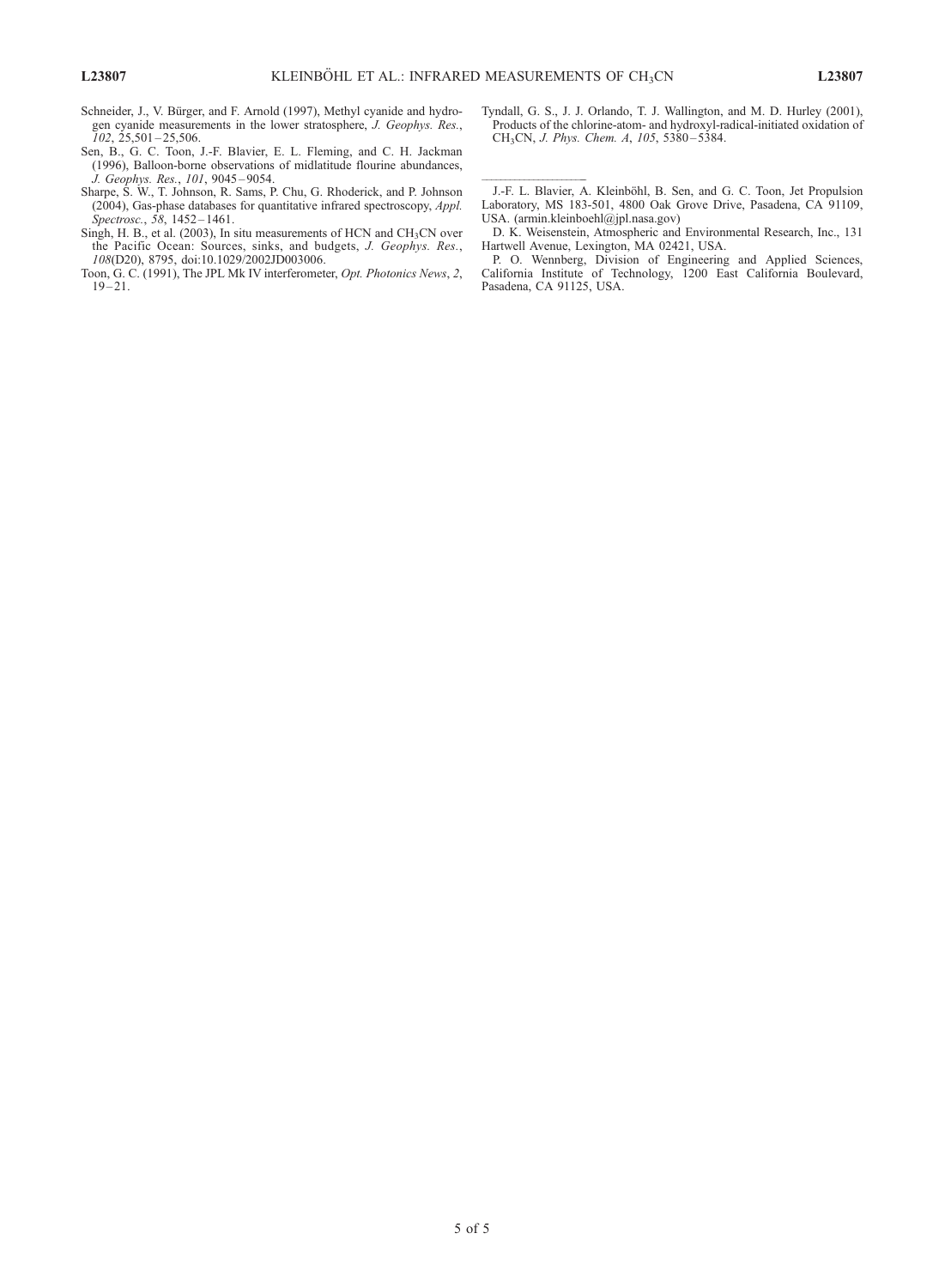Schneider, J., V. Bürger, and F. Arnold (1997), Methyl cyanide and hydrogen cyanide measurements in the lower stratosphere, *J. Geophys. Res.*, *102*, 25,501–25,506.

Sen, B., G. C. Toon, J.-F. Blavier, E. L. Fleming, and C. H. Jackman (1996), Balloon-borne observations of midlatitude flourine abundances, *J. Geophys. Res.*, *101*, 9045–9054.

Sharpe, S. W., T. Johnson, R. Sams, P. Chu, G. Rhoderick, and P. Johnson (2004), Gas-phase databases for quantitative infrared spectroscopy, *Appl. Spectrosc.*, *58*, 1452–1461.

Singh, H. B., et al. (2003), In situ measurements of HCN and $CH_3CN$ over the Pacific Ocean: Sources, sinks, and budgets, *J. Geophys. Res.*, *108*(D20), 8795, doi:10.1029/2002JD003006.

Toon, G. C. (1991), The JPL Mk IV interferometer, *Opt. Photonics News*, *2*, 19–21.

Tyndall, G. S., J. J. Orlando, T. J. Wallington, and M. D. Hurley (2001), Products of the chlorine-atom- and hydroxyl-radical-initiated oxidation of $CH_3CN$, *J. Phys. Chem. A*, *105*, 5380–5384.

---

J.-F. L. Blavier, A. Kleinböhl, B. Sen, and G. C. Toon, Jet Propulsion Laboratory, MS 183-501, 4800 Oak Grove Drive, Pasadena, CA 91109, USA. (armin.kleinboehl@jpl.nasa.gov)

D. K. Weisenstein, Atmospheric and Environmental Research, Inc., 131 Hartwell Avenue, Lexington, MA 02421, USA.

P. O. Wennberg, Division of Engineering and Applied Sciences, California Institute of Technology, 1200 East California Boulevard, Pasadena, CA 91125, USA.